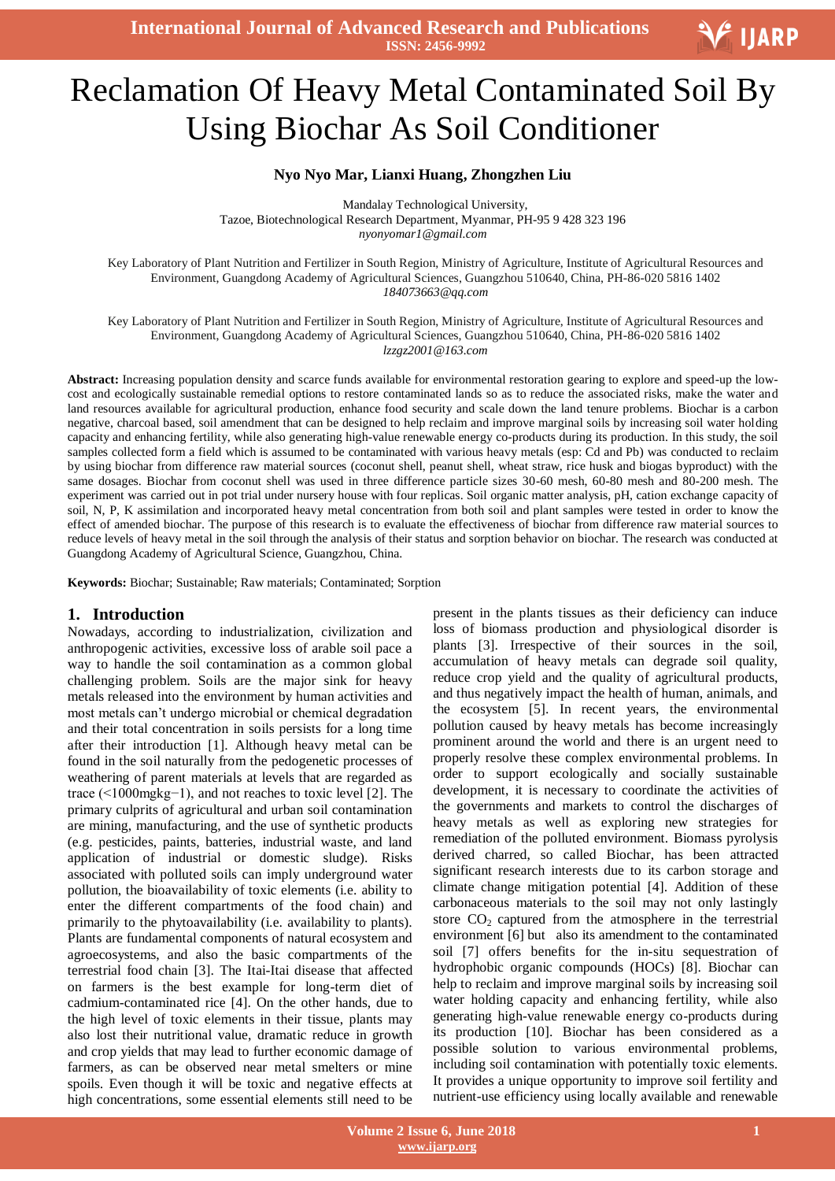# Reclamation Of Heavy Metal Contaminated Soil By Using Biochar As Soil Conditioner

**Nyo Nyo Mar, Lianxi Huang, Zhongzhen Liu**

Mandalay Technological University,
Tazoe, Biotechnological Research Department, Myanmar, PH-95 9 428 323 196
*nyonyomar1@gmail.com*

Key Laboratory of Plant Nutrition and Fertilizer in South Region, Ministry of Agriculture, Institute of Agricultural Resources and Environment, Guangdong Academy of Agricultural Sciences, Guangzhou 510640, China, PH-86-020 5816 1402
*184073663@qq.com*

Key Laboratory of Plant Nutrition and Fertilizer in South Region, Ministry of Agriculture, Institute of Agricultural Resources and Environment, Guangdong Academy of Agricultural Sciences, Guangzhou 510640, China, PH-86-020 5816 1402
*lzzgz2001@163.com*

**Abstract:** Increasing population density and scarce funds available for environmental restoration gearing to explore and speed-up the low-cost and ecologically sustainable remedial options to restore contaminated lands so as to reduce the associated risks, make the water and land resources available for agricultural production, enhance food security and scale down the land tenure problems. Biochar is a carbon negative, charcoal based, soil amendment that can be designed to help reclaim and improve marginal soils by increasing soil water holding capacity and enhancing fertility, while also generating high-value renewable energy co-products during its production. In this study, the soil samples collected form a field which is assumed to be contaminated with various heavy metals (esp: Cd and Pb) was conducted to reclaim by using biochar from difference raw material sources (coconut shell, peanut shell, wheat straw, rice husk and biogas byproduct) with the same dosages. Biochar from coconut shell was used in three difference particle sizes 30-60 mesh, 60-80 mesh and 80-200 mesh. The experiment was carried out in pot trial under nursery house with four replicas. Soil organic matter analysis, pH, cation exchange capacity of soil, N, P, K assimilation and incorporated heavy metal concentration from both soil and plant samples were tested in order to know the effect of amended biochar. The purpose of this research is to evaluate the effectiveness of biochar from difference raw material sources to reduce levels of heavy metal in the soil through the analysis of their status and sorption behavior on biochar. The research was conducted at Guangdong Academy of Agricultural Science, Guangzhou, China.

**Keywords:** Biochar; Sustainable; Raw materials; Contaminated; Sorption

## 1. Introduction

Nowadays, according to industrialization, civilization and anthropogenic activities, excessive loss of arable soil pace a way to handle the soil contamination as a common global challenging problem. Soils are the major sink for heavy metals released into the environment by human activities and most metals can't undergo microbial or chemical degradation and their total concentration in soils persists for a long time after their introduction [1]. Although heavy metal can be found in the soil naturally from the pedogenetic processes of weathering of parent materials at levels that are regarded as trace (<1000mgkg−1), and not reaches to toxic level [2]. The primary culprits of agricultural and urban soil contamination are mining, manufacturing, and the use of synthetic products (e.g. pesticides, paints, batteries, industrial waste, and land application of industrial or domestic sludge). Risks associated with polluted soils can imply underground water pollution, the bioavailability of toxic elements (i.e. ability to enter the different compartments of the food chain) and primarily to the phytoavailability (i.e. availability to plants). Plants are fundamental components of natural ecosystem and agroecosystems, and also the basic compartments of the terrestrial food chain [3]. The Itai-Itai disease that affected on farmers is the best example for long-term diet of cadmium-contaminated rice [4]. On the other hands, due to the high level of toxic elements in their tissue, plants may also lost their nutritional value, dramatic reduce in growth and crop yields that may lead to further economic damage of farmers, as can be observed near metal smelters or mine spoils. Even though it will be toxic and negative effects at high concentrations, some essential elements still need to be present in the plants tissues as their deficiency can induce loss of biomass production and physiological disorder is plants [3]. Irrespective of their sources in the soil, accumulation of heavy metals can degrade soil quality, reduce crop yield and the quality of agricultural products, and thus negatively impact the health of human, animals, and the ecosystem [5]. In recent years, the environmental pollution caused by heavy metals has become increasingly prominent around the world and there is an urgent need to properly resolve these complex environmental problems. In order to support ecologically and socially sustainable development, it is necessary to coordinate the activities of the governments and markets to control the discharges of heavy metals as well as exploring new strategies for remediation of the polluted environment. Biomass pyrolysis derived charred, so called Biochar, has been attracted significant research interests due to its carbon storage and climate change mitigation potential [4]. Addition of these carbonaceous materials to the soil may not only lastingly store $CO_2$ captured from the atmosphere in the terrestrial environment [6] but also its amendment to the contaminated soil [7] offers benefits for the in-situ sequestration of hydrophobic organic compounds (HOCs) [8]. Biochar can help to reclaim and improve marginal soils by increasing soil water holding capacity and enhancing fertility, while also generating high-value renewable energy co-products during its production [10]. Biochar has been considered as a possible solution to various environmental problems, including soil contamination with potentially toxic elements. It provides a unique opportunity to improve soil fertility and nutrient-use efficiency using locally available and renewable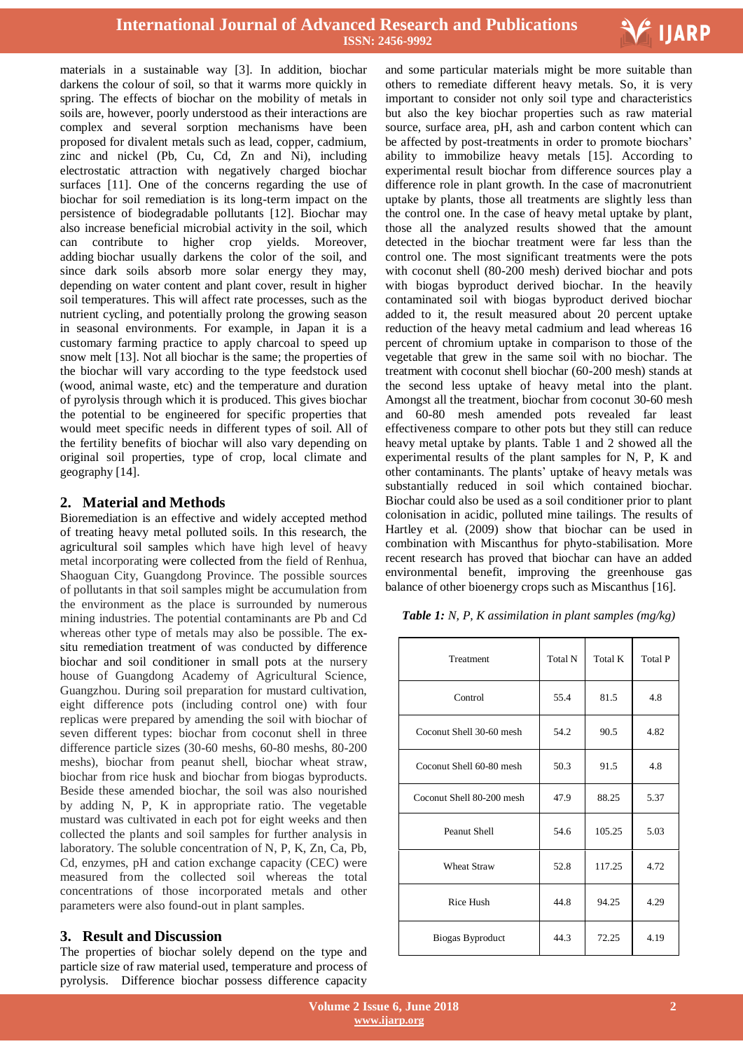materials in a sustainable way [3]. In addition, biochar darkens the colour of soil, so that it warms more quickly in spring. The effects of biochar on the mobility of metals in soils are, however, poorly understood as their interactions are complex and several sorption mechanisms have been proposed for divalent metals such as lead, copper, cadmium, zinc and nickel (Pb, Cu, Cd, Zn and Ni), including electrostatic attraction with negatively charged biochar surfaces [11]. One of the concerns regarding the use of biochar for soil remediation is its long-term impact on the persistence of biodegradable pollutants [12]. Biochar may also increase beneficial microbial activity in the soil, which can contribute to higher crop yields. Moreover, adding biochar usually darkens the color of the soil, and since dark soils absorb more solar energy they may, depending on water content and plant cover, result in higher soil temperatures. This will affect rate processes, such as the nutrient cycling, and potentially prolong the growing season in seasonal environments. For example, in Japan it is a customary farming practice to apply charcoal to speed up snow melt [13]. Not all biochar is the same; the properties of the biochar will vary according to the type feedstock used (wood, animal waste, etc) and the temperature and duration of pyrolysis through which it is produced. This gives biochar the potential to be engineered for specific properties that would meet specific needs in different types of soil. All of the fertility benefits of biochar will also vary depending on original soil properties, type of crop, local climate and geography [14].

## 2. Material and Methods

Bioremediation is an effective and widely accepted method of treating heavy metal polluted soils. In this research, the agricultural soil samples which have high level of heavy metal incorporating were collected from the field of Renhua, Shaoguan City, Guangdong Province. The possible sources of pollutants in that soil samples might be accumulation from the environment as the place is surrounded by numerous mining industries. The potential contaminants are Pb and Cd whereas other type of metals may also be possible. The ex-situ remediation treatment of was conducted by difference biochar and soil conditioner in small pots at the nursery house of Guangdong Academy of Agricultural Science, Guangzhou. During soil preparation for mustard cultivation, eight difference pots (including control one) with four replicas were prepared by amending the soil with biochar of seven different types: biochar from coconut shell in three difference particle sizes (30-60 meshs, 60-80 meshs, 80-200 meshs), biochar from peanut shell, biochar wheat straw, biochar from rice husk and biochar from biogas byproducts. Beside these amended biochar, the soil was also nourished by adding N, P, K in appropriate ratio. The vegetable mustard was cultivated in each pot for eight weeks and then collected the plants and soil samples for further analysis in laboratory. The soluble concentration of N, P, K, Zn, Ca, Pb, Cd, enzymes, pH and cation exchange capacity (CEC) were measured from the collected soil whereas the total concentrations of those incorporated metals and other parameters were also found-out in plant samples.

## 3. Result and Discussion

The properties of biochar solely depend on the type and particle size of raw material used, temperature and process of pyrolysis. Difference biochar possess difference capacity and some particular materials might be more suitable than others to remediate different heavy metals. So, it is very important to consider not only soil type and characteristics but also the key biochar properties such as raw material source, surface area, pH, ash and carbon content which can be affected by post-treatments in order to promote biochars' ability to immobilize heavy metals [15]. According to experimental result biochar from difference sources play a difference role in plant growth. In the case of macronutrient uptake by plants, those all treatments are slightly less than the control one. In the case of heavy metal uptake by plant, those all the analyzed results showed that the amount detected in the biochar treatment were far less than the control one. The most significant treatments were the pots with coconut shell (80-200 mesh) derived biochar and pots with biogas byproduct derived biochar. In the heavily contaminated soil with biogas byproduct derived biochar added to it, the result measured about 20 percent uptake reduction of the heavy metal cadmium and lead whereas 16 percent of chromium uptake in comparison to those of the vegetable that grew in the same soil with no biochar. The treatment with coconut shell biochar (60-200 mesh) stands at the second less uptake of heavy metal into the plant. Amongst all the treatment, biochar from coconut 30-60 mesh and 60-80 mesh amended pots revealed far least effectiveness compare to other pots but they still can reduce heavy metal uptake by plants. Table 1 and 2 showed all the experimental results of the plant samples for N, P, K and other contaminants. The plants' uptake of heavy metals was substantially reduced in soil which contained biochar. Biochar could also be used as a soil conditioner prior to plant colonisation in acidic, polluted mine tailings. The results of Hartley et al. (2009) show that biochar can be used in combination with Miscanthus for phyto-stabilisation. More recent research has proved that biochar can have an added environmental benefit, improving the greenhouse gas balance of other bioenergy crops such as Miscanthus [16].

***Table 1:*** *N, P, K assimilation in plant samples (mg/kg)*

| Treatment | Total N | Total K | Total P |
|---|---|---|---|
| Control | 55.4 | 81.5 | 4.8 |
| Coconut Shell 30-60 mesh | 54.2 | 90.5 | 4.82 |
| Coconut Shell 60-80 mesh | 50.3 | 91.5 | 4.8 |
| Coconut Shell 80-200 mesh | 47.9 | 88.25 | 5.37 |
| Peanut Shell | 54.6 | 105.25 | 5.03 |
| Wheat Straw | 52.8 | 117.25 | 4.72 |
| Rice Hush | 44.8 | 94.25 | 4.29 |
| Biogas Byproduct | 44.3 | 72.25 | 4.19 |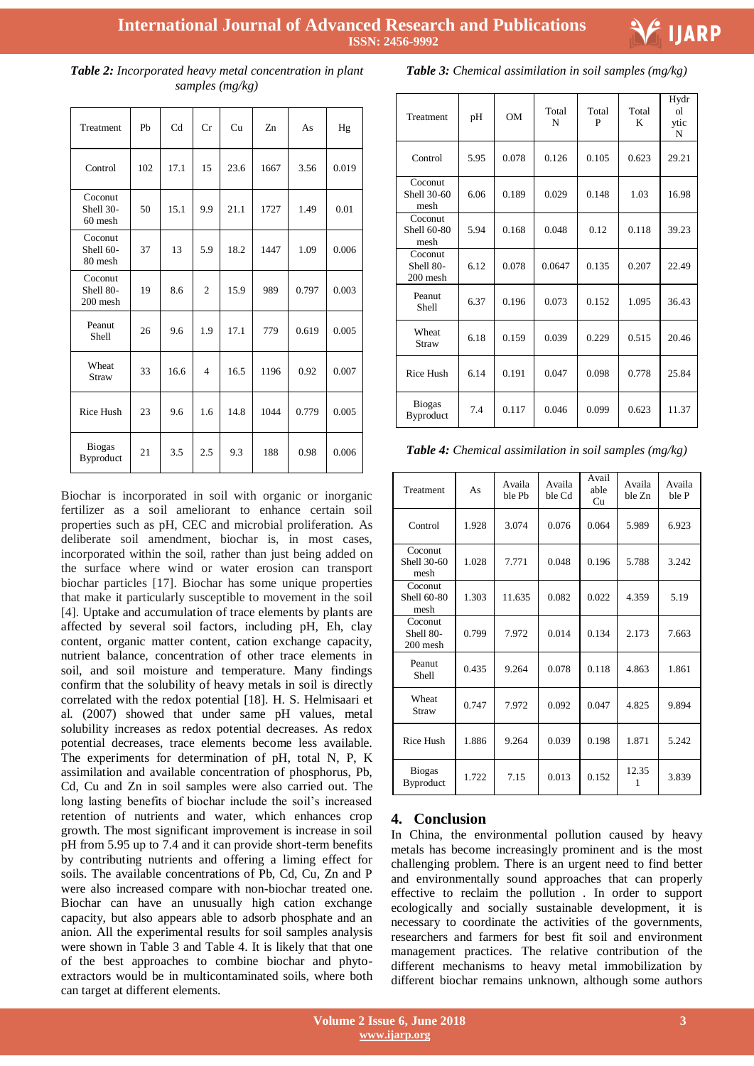***Table 2:*** *Incorporated heavy metal concentration in plant samples (mg/kg)*

| Treatment | Pb | Cd | Cr | Cu | Zn | As | Hg |
|---|---|---|---|---|---|---|---|
| Control | 102 | 17.1 | 15 | 23.6 | 1667 | 3.56 | 0.019 |
| Coconut Shell 30-60 mesh | 50 | 15.1 | 9.9 | 21.1 | 1727 | 1.49 | 0.01 |
| Coconut Shell 60-80 mesh | 37 | 13 | 5.9 | 18.2 | 1447 | 1.09 | 0.006 |
| Coconut Shell 80-200 mesh | 19 | 8.6 | 2 | 15.9 | 989 | 0.797 | 0.003 |
| Peanut Shell | 26 | 9.6 | 1.9 | 17.1 | 779 | 0.619 | 0.005 |
| Wheat Straw | 33 | 16.6 | 4 | 16.5 | 1196 | 0.92 | 0.007 |
| Rice Hush | 23 | 9.6 | 1.6 | 14.8 | 1044 | 0.779 | 0.005 |
| Biogas Byproduct | 21 | 3.5 | 2.5 | 9.3 | 188 | 0.98 | 0.006 |

Biochar is incorporated in soil with organic or inorganic fertilizer as a soil ameliorant to enhance certain soil properties such as pH, CEC and microbial proliferation. As deliberate soil amendment, biochar is, in most cases, incorporated within the soil, rather than just being added on the surface where wind or water erosion can transport biochar particles [17]. Biochar has some unique properties that make it particularly susceptible to movement in the soil [4]. Uptake and accumulation of trace elements by plants are affected by several soil factors, including pH, Eh, clay content, organic matter content, cation exchange capacity, nutrient balance, concentration of other trace elements in soil, and soil moisture and temperature. Many findings confirm that the solubility of heavy metals in soil is directly correlated with the redox potential [18]. H. S. Helmisaari et al. (2007) showed that under same pH values, metal solubility increases as redox potential decreases. As redox potential decreases, trace elements become less available. The experiments for determination of pH, total N, P, K assimilation and available concentration of phosphorus, Pb, Cd, Cu and Zn in soil samples were also carried out. The long lasting benefits of biochar include the soil's increased retention of nutrients and water, which enhances crop growth. The most significant improvement is increase in soil pH from 5.95 up to 7.4 and it can provide short-term benefits by contributing nutrients and offering a liming effect for soils. The available concentrations of Pb, Cd, Cu, Zn and P were also increased compare with non-biochar treated one. Biochar can have an unusually high cation exchange capacity, but also appears able to adsorb phosphate and an anion. All the experimental results for soil samples analysis were shown in Table 3 and Table 4. It is likely that that one of the best approaches to combine biochar and phyto-extractors would be in multicontaminated soils, where both can target at different elements.

***Table 3:*** *Chemical assimilation in soil samples (mg/kg)*

| Treatment | pH | OM | Total N | Total P | Total K | Hydrolytic N |
|---|---|---|---|---|---|---|
| Control | 5.95 | 0.078 | 0.126 | 0.105 | 0.623 | 29.21 |
| Coconut Shell 30-60 mesh | 6.06 | 0.189 | 0.029 | 0.148 | 1.03 | 16.98 |
| Coconut Shell 60-80 mesh | 5.94 | 0.168 | 0.048 | 0.12 | 0.118 | 39.23 |
| Coconut Shell 80-200 mesh | 6.12 | 0.078 | 0.0647 | 0.135 | 0.207 | 22.49 |
| Peanut Shell | 6.37 | 0.196 | 0.073 | 0.152 | 1.095 | 36.43 |
| Wheat Straw | 6.18 | 0.159 | 0.039 | 0.229 | 0.515 | 20.46 |
| Rice Hush | 6.14 | 0.191 | 0.047 | 0.098 | 0.778 | 25.84 |
| Biogas Byproduct | 7.4 | 0.117 | 0.046 | 0.099 | 0.623 | 11.37 |

***Table 4:*** *Chemical assimilation in soil samples (mg/kg)*

| Treatment | As | Available Pb | Available Cd | Available Cu | Available Zn | Available P |
|---|---|---|---|---|---|---|
| Control | 1.928 | 3.074 | 0.076 | 0.064 | 5.989 | 6.923 |
| Coconut Shell 30-60 mesh | 1.028 | 7.771 | 0.048 | 0.196 | 5.788 | 3.242 |
| Coconut Shell 60-80 mesh | 1.303 | 11.635 | 0.082 | 0.022 | 4.359 | 5.19 |
| Coconut Shell 80-200 mesh | 0.799 | 7.972 | 0.014 | 0.134 | 2.173 | 7.663 |
| Peanut Shell | 0.435 | 9.264 | 0.078 | 0.118 | 4.863 | 1.861 |
| Wheat Straw | 0.747 | 7.972 | 0.092 | 0.047 | 4.825 | 9.894 |
| Rice Hush | 1.886 | 9.264 | 0.039 | 0.198 | 1.871 | 5.242 |
| Biogas Byproduct | 1.722 | 7.15 | 0.013 | 0.152 | 12.351 | 3.839 |

## 4. Conclusion

In China, the environmental pollution caused by heavy metals has become increasingly prominent and is the most challenging problem. There is an urgent need to find better and environmentally sound approaches that can properly effective to reclaim the pollution . In order to support ecologically and socially sustainable development, it is necessary to coordinate the activities of the governments, researchers and farmers for best fit soil and environment management practices. The relative contribution of the different mechanisms to heavy metal immobilization by different biochar remains unknown, although some authors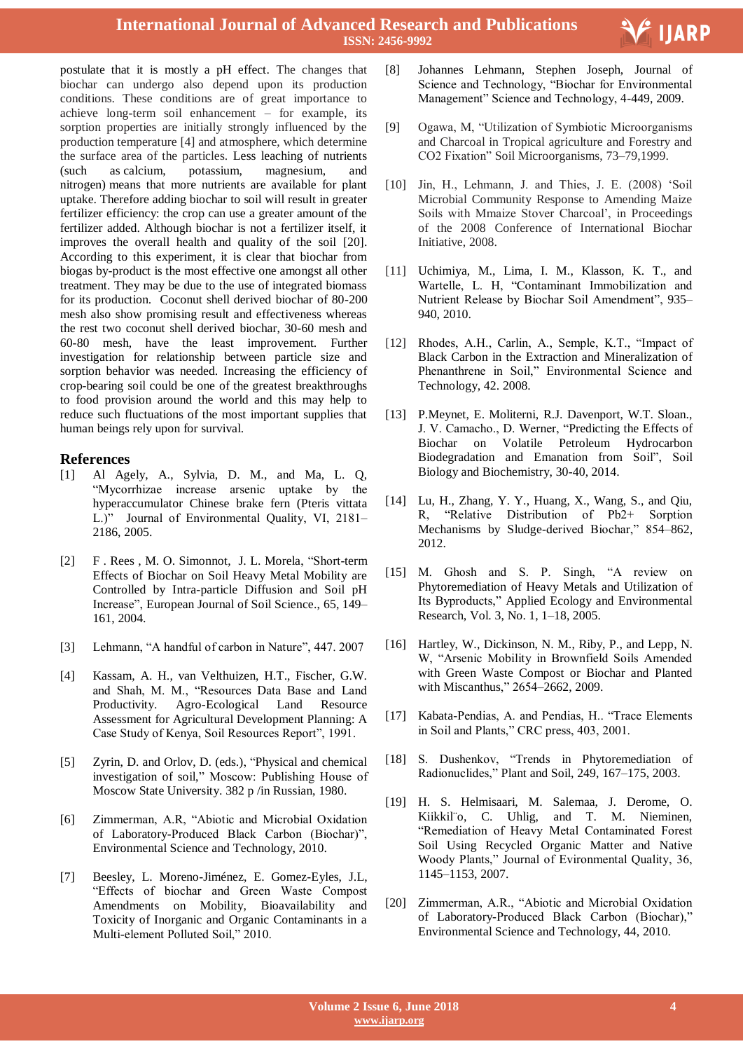postulate that it is mostly a pH effect. The changes that biochar can undergo also depend upon its production conditions. These conditions are of great importance to achieve long-term soil enhancement – for example, its sorption properties are initially strongly influenced by the production temperature [4] and atmosphere, which determine the surface area of the particles. Less leaching of nutrients (such as calcium, potassium, magnesium, and nitrogen) means that more nutrients are available for plant uptake. Therefore adding biochar to soil will result in greater fertilizer efficiency: the crop can use a greater amount of the fertilizer added. Although biochar is not a fertilizer itself, it improves the overall health and quality of the soil [20]. According to this experiment, it is clear that biochar from biogas by-product is the most effective one amongst all other treatment. They may be due to the use of integrated biomass for its production. Coconut shell derived biochar of 80-200 mesh also show promising result and effectiveness whereas the rest two coconut shell derived biochar, 30-60 mesh and 60-80 mesh, have the least improvement. Further investigation for relationship between particle size and sorption behavior was needed. Increasing the efficiency of crop-bearing soil could be one of the greatest breakthroughs to food provision around the world and this may help to reduce such fluctuations of the most important supplies that human beings rely upon for survival.

## References

[1] Al Agely, A., Sylvia, D. M., and Ma, L. Q, "Mycorrhizae increase arsenic uptake by the hyperaccumulator Chinese brake fern (Pteris vittata L.)" Journal of Environmental Quality, VI, 2181–2186, 2005.

[2] F . Rees , M. O. Simonnot, J. L. Morela, "Short-term Effects of Biochar on Soil Heavy Metal Mobility are Controlled by Intra-particle Diffusion and Soil pH Increase", European Journal of Soil Science., 65, 149–161, 2004.

[3] Lehmann, "A handful of carbon in Nature", 447. 2007

[4] Kassam, A. H., van Velthuizen, H.T., Fischer, G.W. and Shah, M. M., "Resources Data Base and Land Productivity. Agro-Ecological Land Resource Assessment for Agricultural Development Planning: A Case Study of Kenya, Soil Resources Report", 1991.

[5] Zyrin, D. and Orlov, D. (eds.), "Physical and chemical investigation of soil," Moscow: Publishing House of Moscow State University. 382 p /in Russian, 1980.

[6] Zimmerman, A.R, "Abiotic and Microbial Oxidation of Laboratory-Produced Black Carbon (Biochar)", Environmental Science and Technology, 2010.

[7] Beesley, L. Moreno-Jiménez, E. Gomez-Eyles, J.L, "Effects of biochar and Green Waste Compost Amendments on Mobility, Bioavailability and Toxicity of Inorganic and Organic Contaminants in a Multi-element Polluted Soil," 2010.

[8] Johannes Lehmann, Stephen Joseph, Journal of Science and Technology, "Biochar for Environmental Management" Science and Technology, 4-449, 2009.

[9] Ogawa, M, "Utilization of Symbiotic Microorganisms and Charcoal in Tropical agriculture and Forestry and CO2 Fixation" Soil Microorganisms, 73–79,1999.

[10] Jin, H., Lehmann, J. and Thies, J. E. (2008) 'Soil Microbial Community Response to Amending Maize Soils with Mmaize Stover Charcoal', in Proceedings of the 2008 Conference of International Biochar Initiative, 2008.

[11] Uchimiya, M., Lima, I. M., Klasson, K. T., and Wartelle, L. H, "Contaminant Immobilization and Nutrient Release by Biochar Soil Amendment", 935–940, 2010.

[12] Rhodes, A.H., Carlin, A., Semple, K.T., "Impact of Black Carbon in the Extraction and Mineralization of Phenanthrene in Soil," Environmental Science and Technology, 42. 2008.

[13] P.Meynet, E. Moliterni, R.J. Davenport, W.T. Sloan., J. V. Camacho., D. Werner, "Predicting the Effects of Biochar on Volatile Petroleum Hydrocarbon Biodegradation and Emanation from Soil", Soil Biology and Biochemistry, 30-40, 2014.

[14] Lu, H., Zhang, Y. Y., Huang, X., Wang, S., and Qiu, R, "Relative Distribution of Pb2+ Sorption Mechanisms by Sludge-derived Biochar," 854–862, 2012.

[15] M. Ghosh and S. P. Singh, "A review on Phytoremediation of Heavy Metals and Utilization of Its Byproducts," Applied Ecology and Environmental Research, Vol. 3, No. 1, 1–18, 2005.

[16] Hartley, W., Dickinson, N. M., Riby, P., and Lepp, N. W, "Arsenic Mobility in Brownfield Soils Amended with Green Waste Compost or Biochar and Planted with Miscanthus," 2654–2662, 2009.

[17] Kabata-Pendias, A. and Pendias, H.. "Trace Elements in Soil and Plants," CRC press, 403, 2001.

[18] S. Dushenkov, "Trends in Phytoremediation of Radionuclides," Plant and Soil, 249, 167–175, 2003.

[19] H. S. Helmisaari, M. Salemaa, J. Derome, O. Kiikkil¨o, C. Uhlig, and T. M. Nieminen, "Remediation of Heavy Metal Contaminated Forest Soil Using Recycled Organic Matter and Native Woody Plants," Journal of Evironmental Quality, 36, 1145–1153, 2007.

[20] Zimmerman, A.R., "Abiotic and Microbial Oxidation of Laboratory-Produced Black Carbon (Biochar)," Environmental Science and Technology, 44, 2010.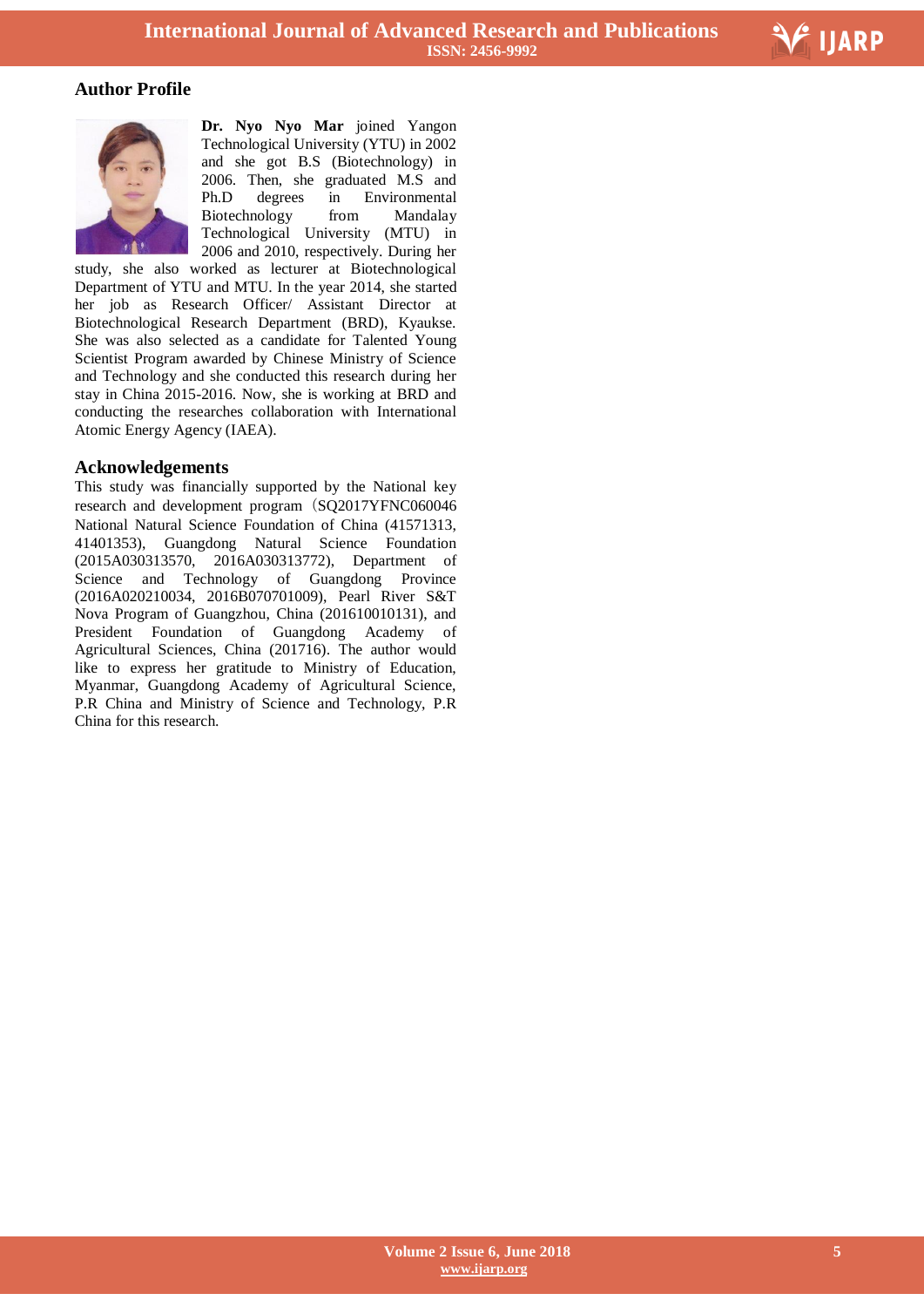## Author Profile

**Dr. Nyo Nyo Mar** joined Yangon Technological University (YTU) in 2002 and she got B.S (Biotechnology) in 2006. Then, she graduated M.S and Ph.D degrees in Environmental Biotechnology from Mandalay Technological University (MTU) in 2006 and 2010, respectively. During her study, she also worked as lecturer at Biotechnological Department of YTU and MTU. In the year 2014, she started her job as Research Officer/ Assistant Director at Biotechnological Research Department (BRD), Kyaukse. She was also selected as a candidate for Talented Young Scientist Program awarded by Chinese Ministry of Science and Technology and she conducted this research during her stay in China 2015-2016. Now, she is working at BRD and conducting the researches collaboration with International Atomic Energy Agency (IAEA).

## Acknowledgements

This study was financially supported by the National key research and development program（SQ2017YFNC060046 National Natural Science Foundation of China (41571313, 41401353), Guangdong Natural Science Foundation (2015A030313570, 2016A030313772), Department of Science and Technology of Guangdong Province (2016A020210034, 2016B070701009), Pearl River S&T Nova Program of Guangzhou, China (201610010131), and President Foundation of Guangdong Academy of Agricultural Sciences, China (201716). The author would like to express her gratitude to Ministry of Education, Myanmar, Guangdong Academy of Agricultural Science, P.R China and Ministry of Science and Technology, P.R China for this research.